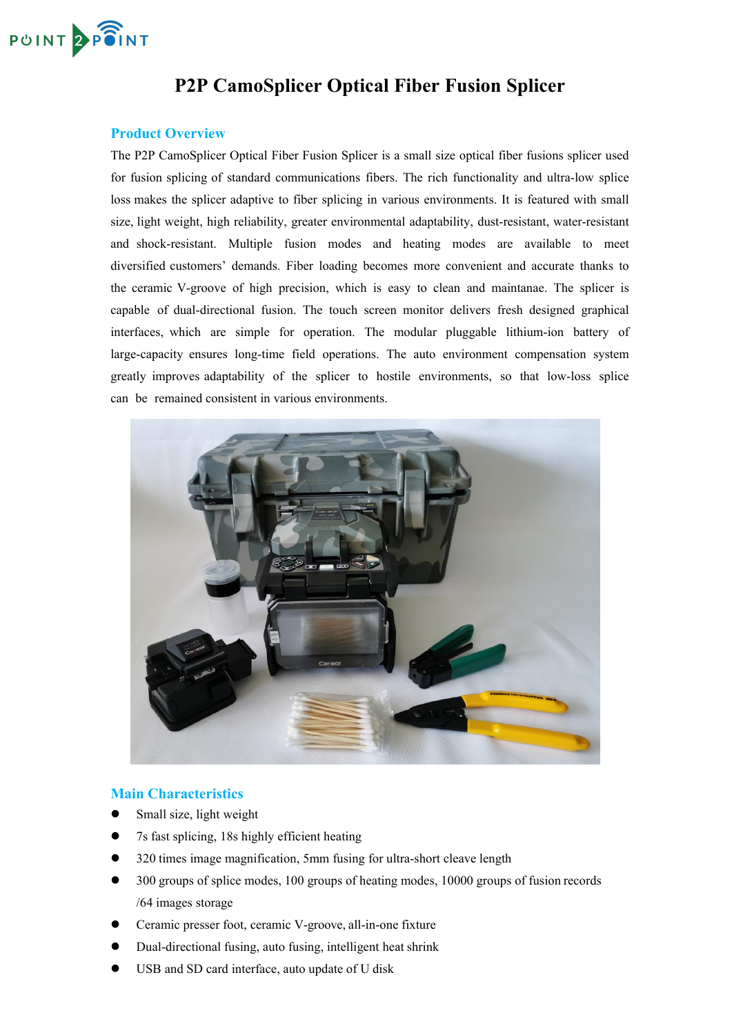# P2P CamoSplicer Optical Fiber Fusion Splicer

## Product Overview

The P2P CamoSplicer Optical Fiber Fusion Splicer is a small size optical fiber fusions splicer used for fusion splicing of standard communications fibers. The rich functionality and ultra-low splice loss makes the splicer adaptive to fiber splicing in various environments. It is featured with small size, light weight, high reliability, greater environmental adaptability, dust-resistant, water-resistant and shock-resistant. Multiple fusion modes and heating modes are available to meet diversified customers' demands. Fiber loading becomes more convenient and accurate thanks to the ceramic V-groove of high precision, which is easy to clean and maintanae. The splicer is capable of dual-directional fusion. The touch screen monitor delivers fresh designed graphical interfaces, which are simple for operation. The modular pluggable lithium-ion battery of large-capacity ensures long-time field operations. The auto environment compensation system greatly improves adaptability of the splicer to hostile environments, so that low-loss splice can be remained consistent in various environments.

## Main Characteristics

- Small size, light weight
- 7s fast splicing, 18s highly efficient heating
- 320 times image magnification, 5mm fusing for ultra-short cleave length
- 300 groups of splice modes, 100 groups of heating modes, 10000 groups of fusion records /64 images storage
- Ceramic presser foot, ceramic V-groove, all-in-one fixture
- Dual-directional fusing, auto fusing, intelligent heat shrink
- USB and SD card interface, auto update of U disk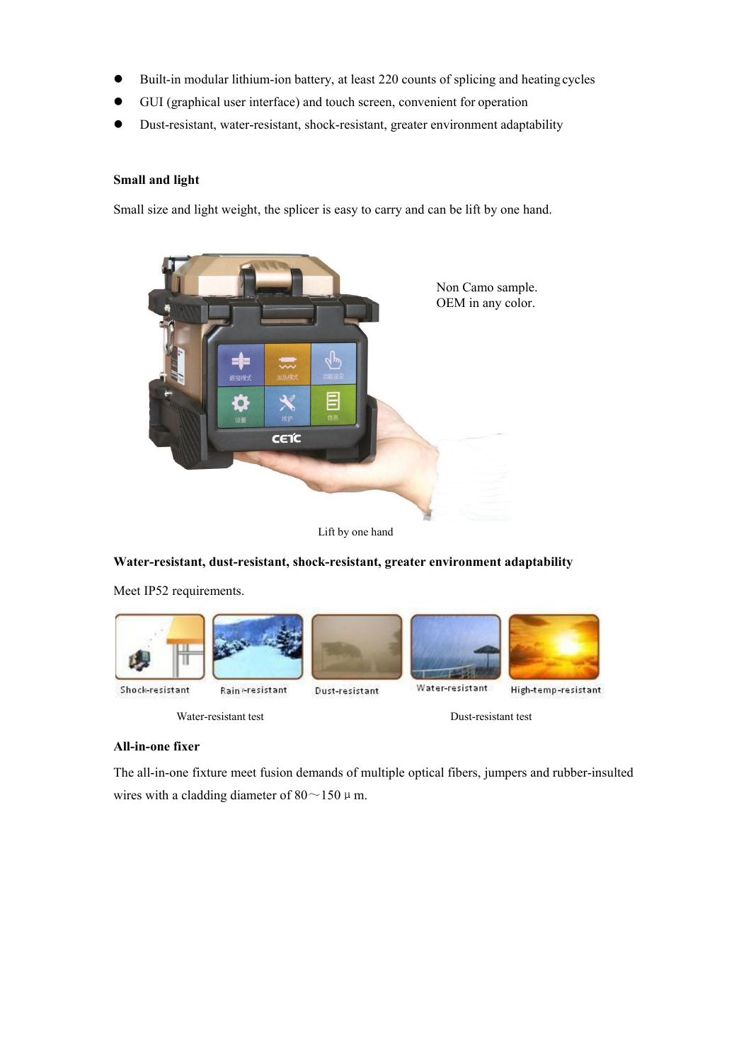- Built-in modular lithium-ion battery, at least 220 counts of splicing and heating cycles
- GUI (graphical user interface) and touch screen, convenient for operation
- Dust-resistant, water-resistant, shock-resistant, greater environment adaptability

**Small and light**

Small size and light weight, the splicer is easy to carry and can be lift by one hand.

Non Camo sample.
OEM in any color.

Lift by one hand

**Water-resistant, dust-resistant, shock-resistant, greater environment adaptability**

Meet IP52 requirements.

Water-resistant test

Dust-resistant test

**All-in-one fixer**

The all-in-one fixture meet fusion demands of multiple optical fibers, jumpers and rubber-insulted wires with a cladding diameter of 80～150 μ m.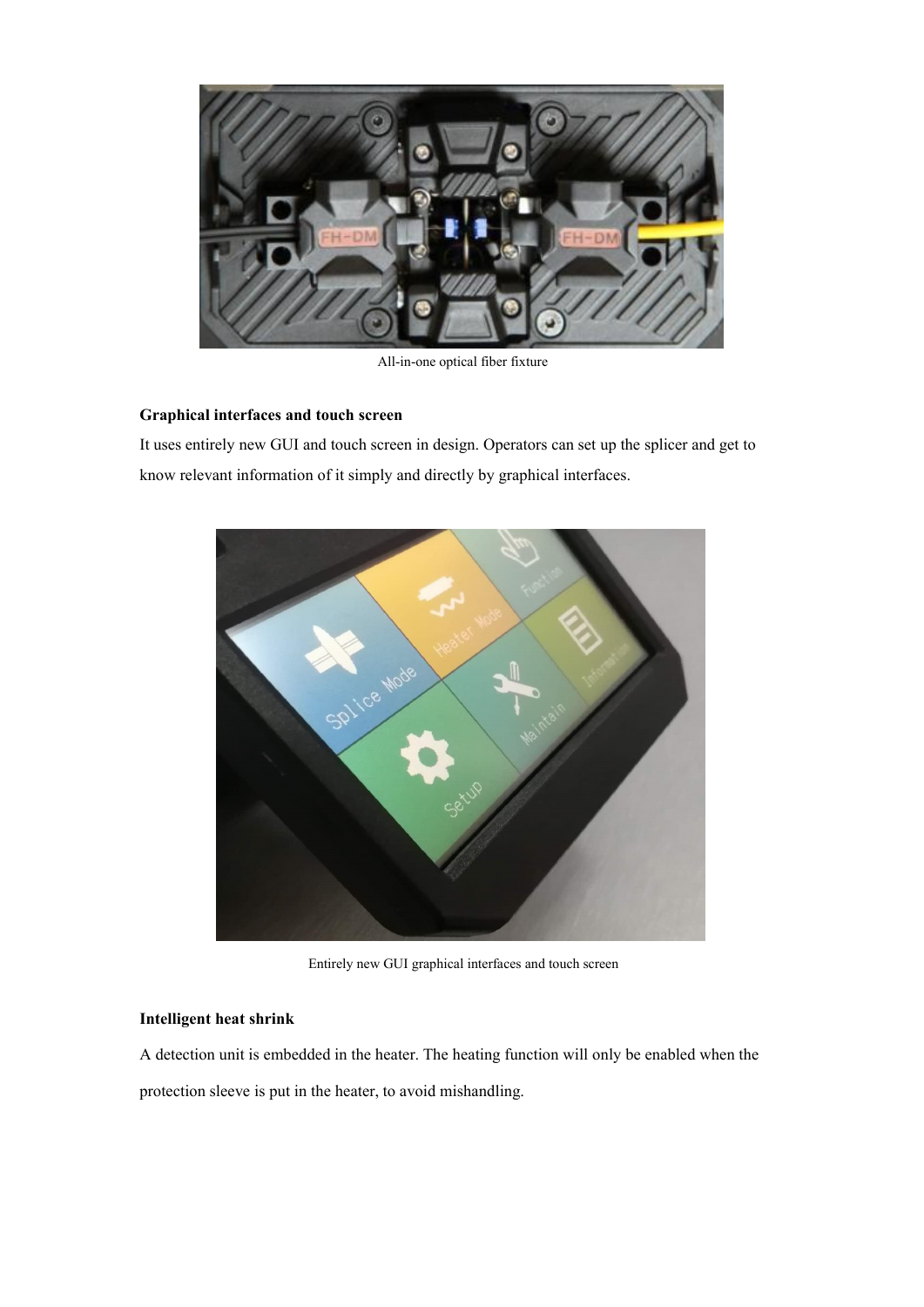All-in-one optical fiber fixture

**Graphical interfaces and touch screen**

It uses entirely new GUI and touch screen in design. Operators can set up the splicer and get to know relevant information of it simply and directly by graphical interfaces.

Entirely new GUI graphical interfaces and touch screen

**Intelligent heat shrink**

A detection unit is embedded in the heater. The heating function will only be enabled when the protection sleeve is put in the heater, to avoid mishandling.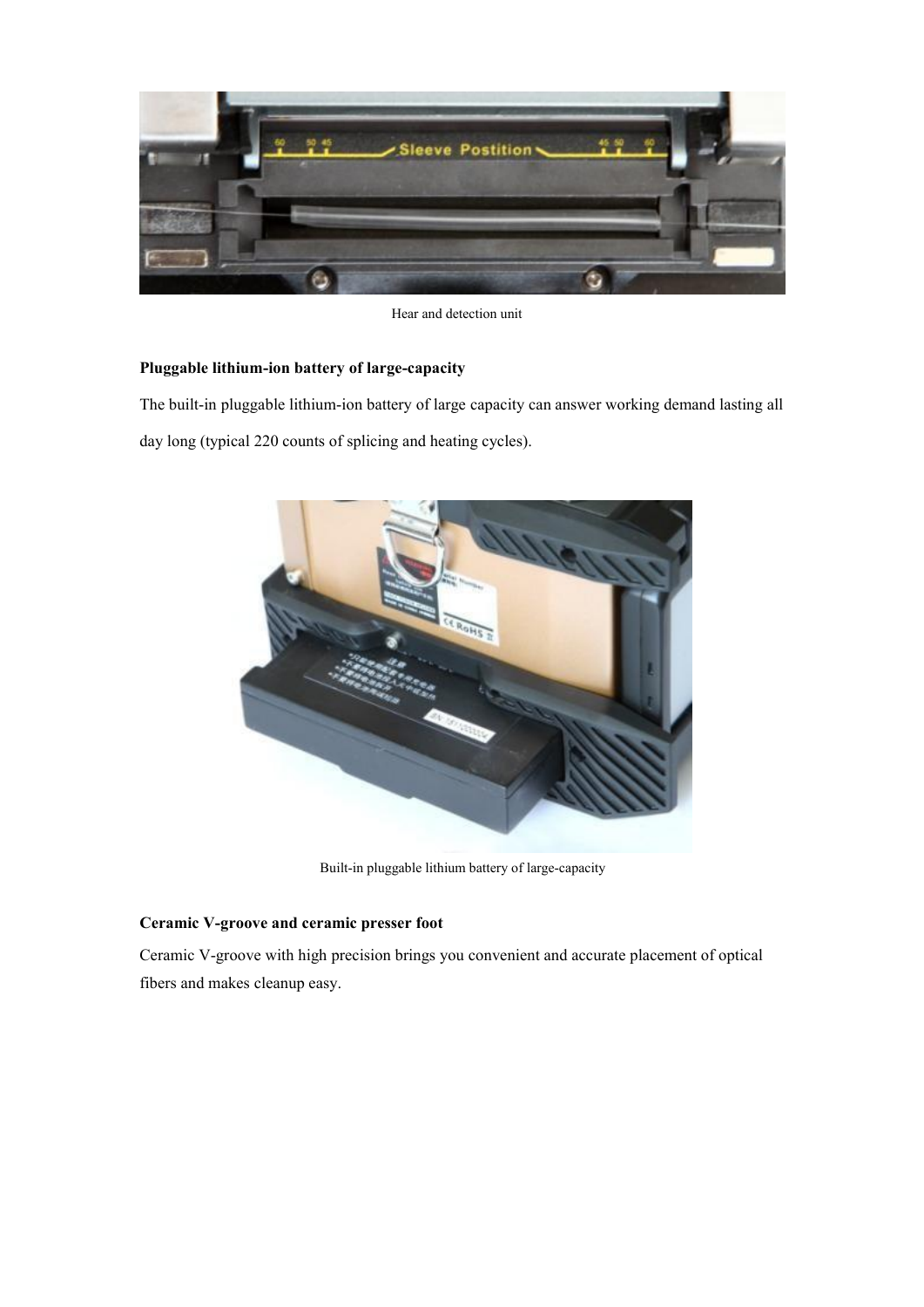Hear and detection unit

**Pluggable lithium-ion battery of large-capacity**

The built-in pluggable lithium-ion battery of large capacity can answer working demand lasting all day long (typical 220 counts of splicing and heating cycles).

Built-in pluggable lithium battery of large-capacity

**Ceramic V-groove and ceramic presser foot**

Ceramic V-groove with high precision brings you convenient and accurate placement of optical fibers and makes cleanup easy.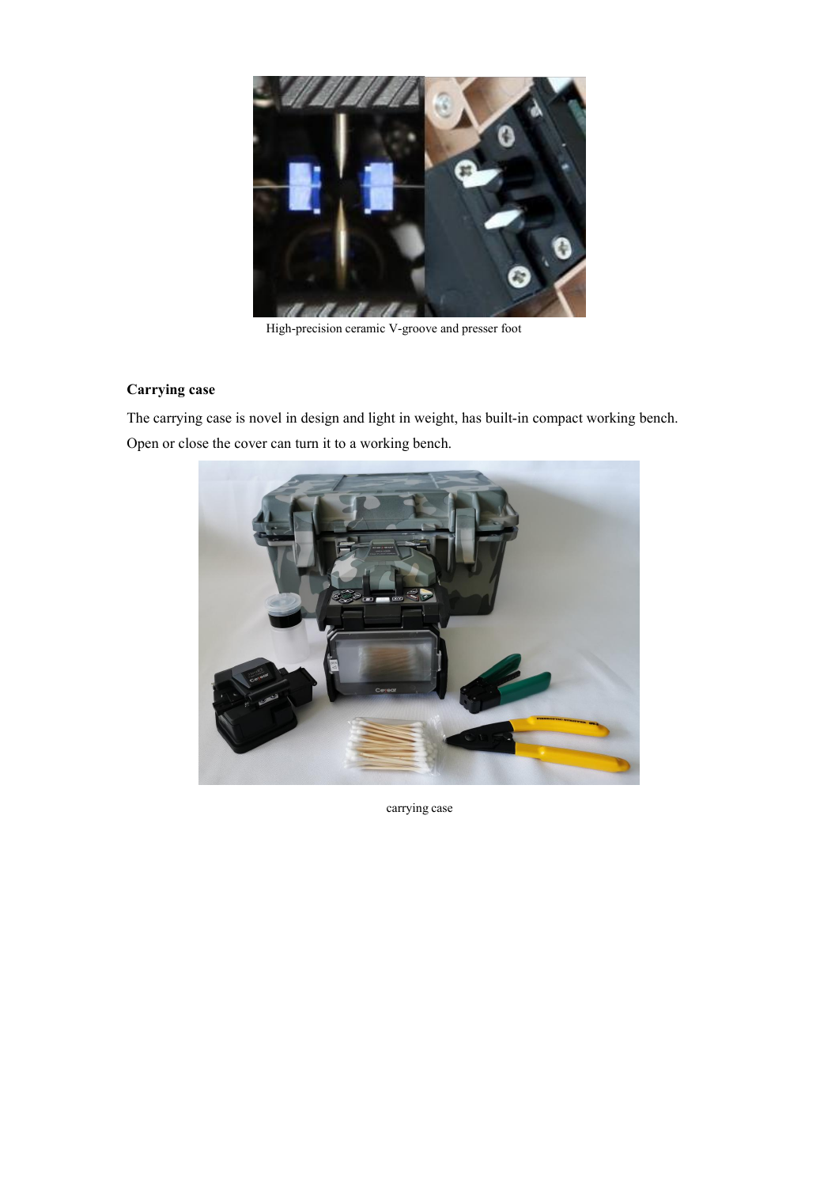High-precision ceramic V-groove and presser foot

**Carrying case**

The carrying case is novel in design and light in weight, has built-in compact working bench. Open or close the cover can turn it to a working bench.

carrying case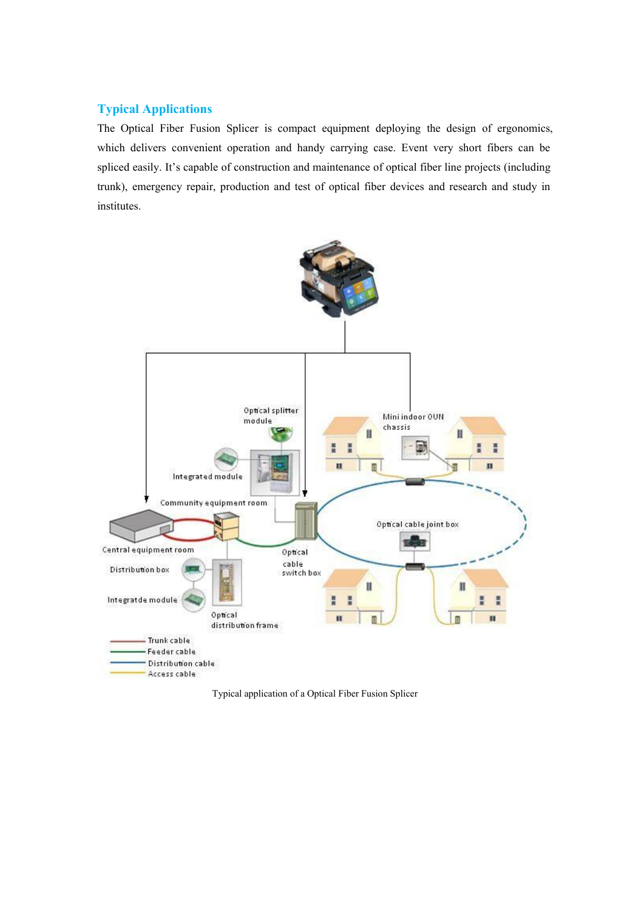## Typical Applications

The Optical Fiber Fusion Splicer is compact equipment deploying the design of ergonomics, which delivers convenient operation and handy carrying case. Event very short fibers can be spliced easily. It's capable of construction and maintenance of optical fiber line projects (including trunk), emergency repair, production and test of optical fiber devices and research and study in institutes.

Typical application of a Optical Fiber Fusion Splicer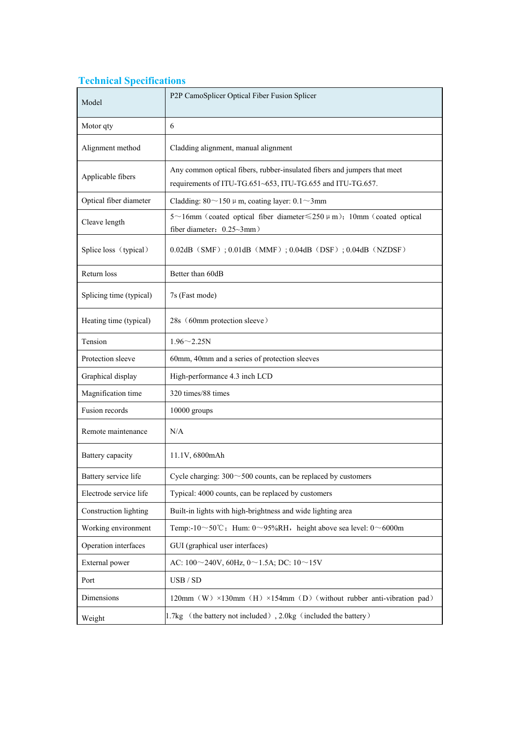## Technical Specifications

| Model | P2P CamoSplicer Optical Fiber Fusion Splicer |
|---|---|
| Motor qty | 6 |
| Alignment method | Cladding alignment, manual alignment |
| Applicable fibers | Any common optical fibers, rubber-insulated fibers and jumpers that meet requirements of ITU-TG.651~653, ITU-TG.655 and ITU-TG.657. |
| Optical fiber diameter | Cladding: 80～150 μ m, coating layer: 0.1～3mm |
| Cleave length | 5～16mm（coated optical fiber diameter≤250 μ m）; 10mm（coated optical fiber diameter：0.25~3mm） |
| Splice loss（typical） | 0.02dB（SMF）; 0.01dB（MMF）; 0.04dB（DSF）; 0.04dB（NZDSF） |
| Return loss | Better than 60dB |
| Splicing time (typical) | 7s (Fast mode) |
| Heating time (typical) | 28s（60mm protection sleeve） |
| Tension | 1.96～2.25N |
| Protection sleeve | 60mm, 40mm and a series of protection sleeves |
| Graphical display | High-performance 4.3 inch LCD |
| Magnification time | 320 times/88 times |
| Fusion records | 10000 groups |
| Remote maintenance | N/A |
| Battery capacity | 11.1V, 6800mAh |
| Battery service life | Cycle charging: 300～500 counts, can be replaced by customers |
| Electrode service life | Typical: 4000 counts, can be replaced by customers |
| Construction lighting | Built-in lights with high-brightness and wide lighting area |
| Working environment | Temp:-10～50℃；Hum: 0～95%RH，height above sea level: 0～6000m |
| Operation interfaces | GUI (graphical user interfaces) |
| External power | AC: 100～240V, 60Hz, 0～1.5A; DC: 10～15V |
| Port | USB / SD |
| Dimensions | 120mm（W）×130mm（H）×154mm（D）(without rubber anti-vibration pad） |
| Weight | 1.7kg （the battery not included）, 2.0kg（included the battery） |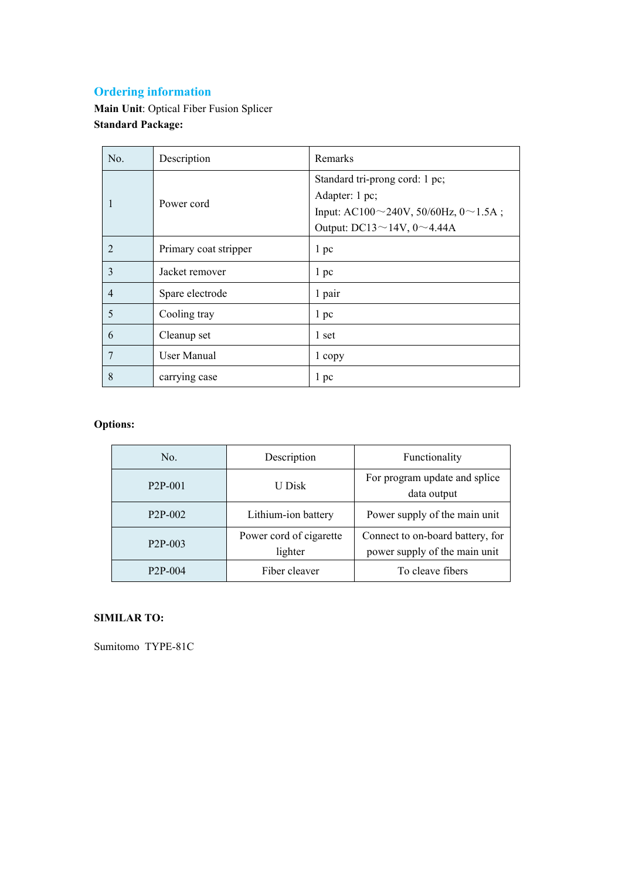## Ordering information

**Main Unit**: Optical Fiber Fusion Splicer

**Standard Package:**

| No. | Description | Remarks |
|---|---|---|
| 1 | Power cord | Standard tri-prong cord: 1 pc;<br>Adapter: 1 pc;<br>Input: AC100～240V, 50/60Hz, 0～1.5A ;<br>Output: DC13～14V, 0～4.44A |
| 2 | Primary coat stripper | 1 pc |
| 3 | Jacket remover | 1 pc |
| 4 | Spare electrode | 1 pair |
| 5 | Cooling tray | 1 pc |
| 6 | Cleanup set | 1 set |
| 7 | User Manual | 1 copy |
| 8 | carrying case | 1 pc |

**Options:**

| No. | Description | Functionality |
|---|---|---|
| P2P-001 | U Disk | For program update and splice data output |
| P2P-002 | Lithium-ion battery | Power supply of the main unit |
| P2P-003 | Power cord of cigarette lighter | Connect to on-board battery, for power supply of the main unit |
| P2P-004 | Fiber cleaver | To cleave fibers |

**SIMILAR TO:**

Sumitomo TYPE-81C